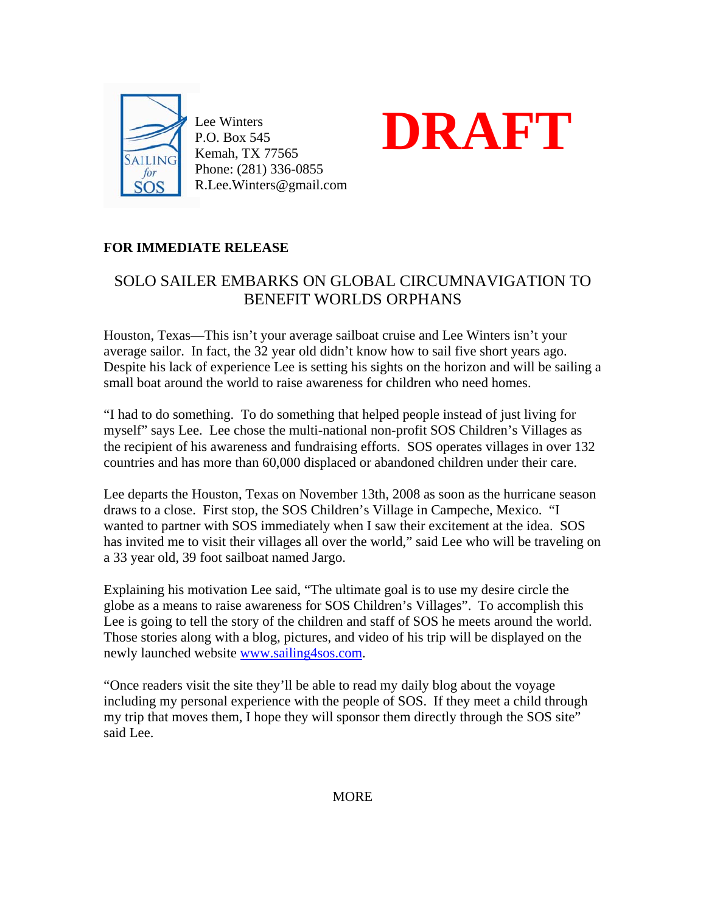Lee Winters
P.O. Box 545
Kemah, TX 77565
Phone: (281) 336-0855
R.Lee.Winters@gmail.com

# DRAFT

**FOR IMMEDIATE RELEASE**

## SOLO SAILER EMBARKS ON GLOBAL CIRCUMNAVIGATION TO BENEFIT WORLDS ORPHANS

Houston, Texas—This isn't your average sailboat cruise and Lee Winters isn't your average sailor. In fact, the 32 year old didn't know how to sail five short years ago. Despite his lack of experience Lee is setting his sights on the horizon and will be sailing a small boat around the world to raise awareness for children who need homes.

"I had to do something. To do something that helped people instead of just living for myself" says Lee. Lee chose the multi-national non-profit SOS Children's Villages as the recipient of his awareness and fundraising efforts. SOS operates villages in over 132 countries and has more than 60,000 displaced or abandoned children under their care.

Lee departs the Houston, Texas on November 13th, 2008 as soon as the hurricane season draws to a close. First stop, the SOS Children's Village in Campeche, Mexico. "I wanted to partner with SOS immediately when I saw their excitement at the idea. SOS has invited me to visit their villages all over the world," said Lee who will be traveling on a 33 year old, 39 foot sailboat named Jargo.

Explaining his motivation Lee said, "The ultimate goal is to use my desire circle the globe as a means to raise awareness for SOS Children's Villages". To accomplish this Lee is going to tell the story of the children and staff of SOS he meets around the world. Those stories along with a blog, pictures, and video of his trip will be displayed on the newly launched website www.sailing4sos.com.

"Once readers visit the site they'll be able to read my daily blog about the voyage including my personal experience with the people of SOS. If they meet a child through my trip that moves them, I hope they will sponsor them directly through the SOS site" said Lee.

MORE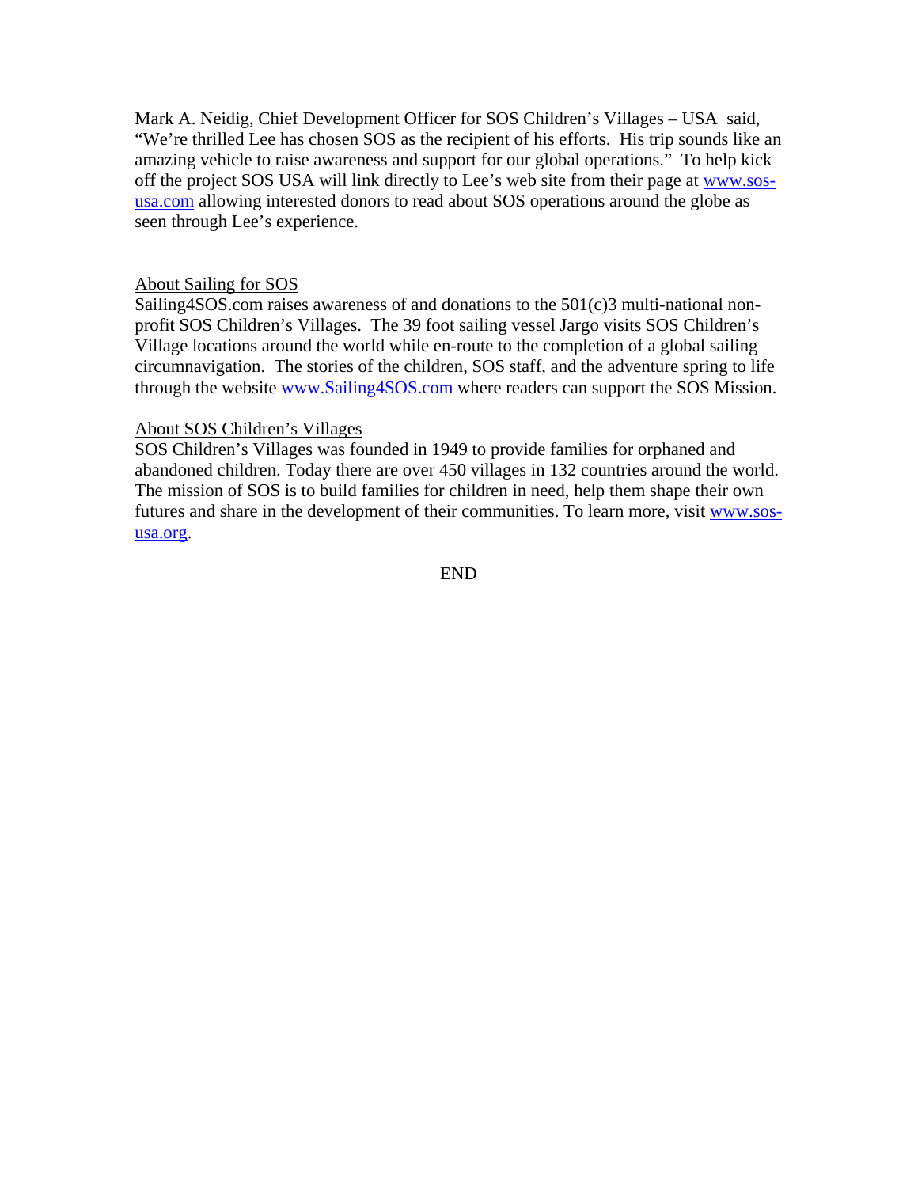Mark A. Neidig, Chief Development Officer for SOS Children's Villages – USA said, "We're thrilled Lee has chosen SOS as the recipient of his efforts. His trip sounds like an amazing vehicle to raise awareness and support for our global operations." To help kick off the project SOS USA will link directly to Lee's web site from their page at www.sos-usa.com allowing interested donors to read about SOS operations around the globe as seen through Lee's experience.

About Sailing for SOS

Sailing4SOS.com raises awareness of and donations to the 501(c)3 multi-national non-profit SOS Children's Villages. The 39 foot sailing vessel Jargo visits SOS Children's Village locations around the world while en-route to the completion of a global sailing circumnavigation. The stories of the children, SOS staff, and the adventure spring to life through the website www.Sailing4SOS.com where readers can support the SOS Mission.

About SOS Children's Villages

SOS Children's Villages was founded in 1949 to provide families for orphaned and abandoned children. Today there are over 450 villages in 132 countries around the world. The mission of SOS is to build families for children in need, help them shape their own futures and share in the development of their communities. To learn more, visit www.sos-usa.org.

END